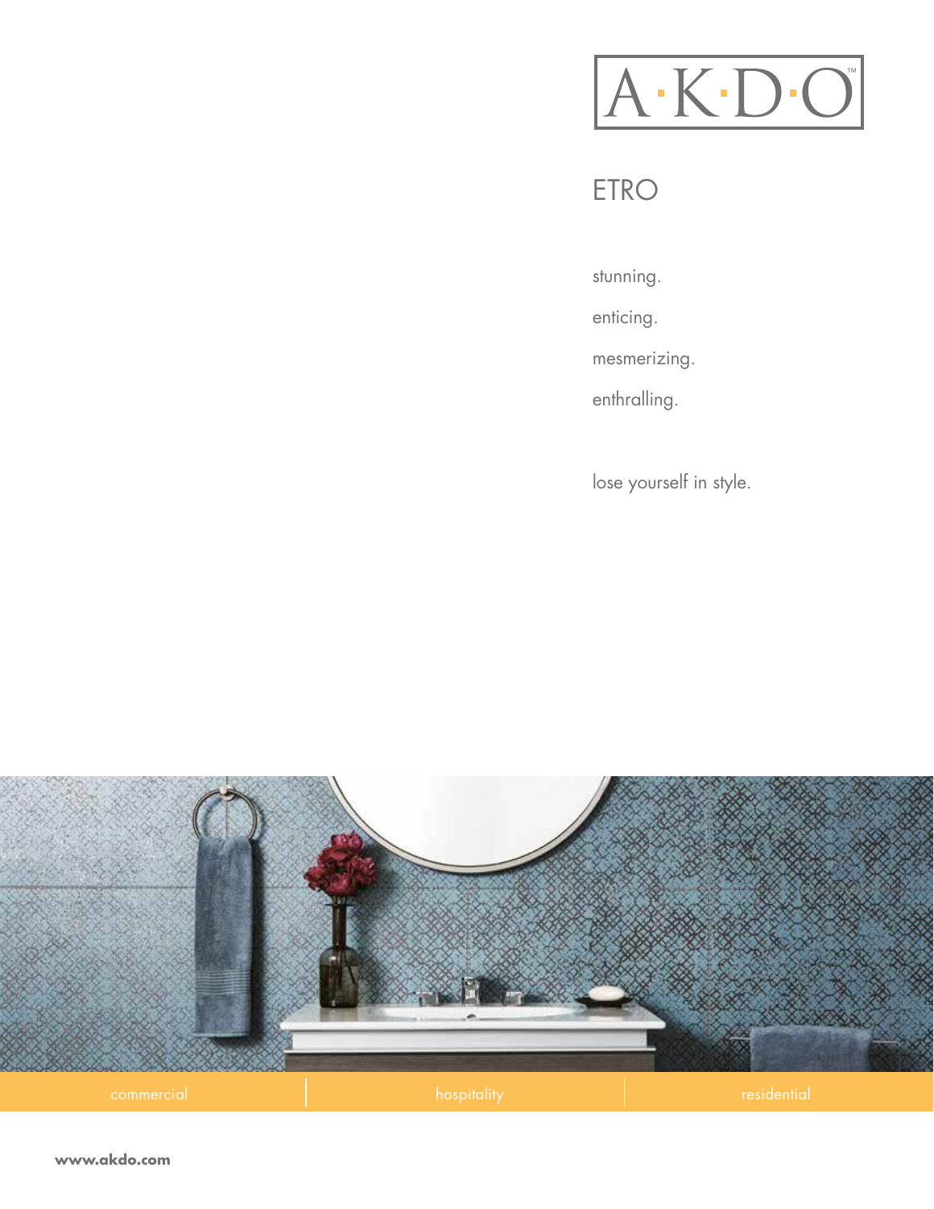A·K·D·O™

# ETRO

stunning.

enticing.

mesmerizing.

enthralling.

lose yourself in style.

commercial | hospitality | residential

**www.akdo.com**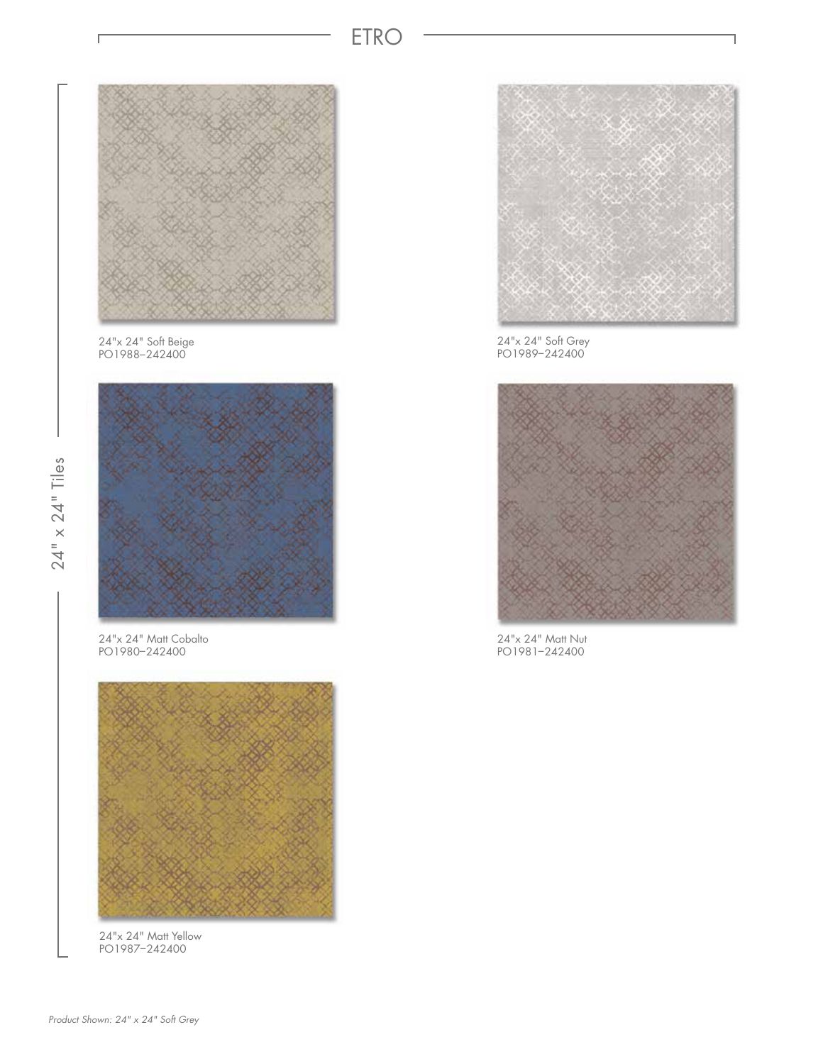# ETRO

24" x 24" Tiles

24"x 24" Soft Beige
PO1988–242400

24"x 24" Soft Grey
PO1989–242400

24"x 24" Matt Cobalto
PO1980–242400

24"x 24" Matt Nut
PO1981–242400

24"x 24" Matt Yellow
PO1987–242400

*Product Shown: 24" x 24" Soft Grey*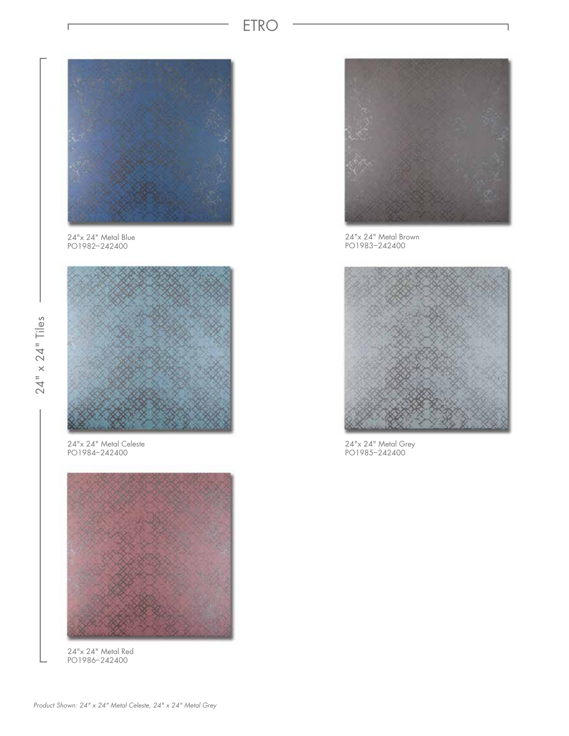# ETRO

24" x 24" Tiles

24"x 24" Metal Blue
PO1982–242400

24"x 24" Metal Brown
PO1983–242400

24"x 24" Metal Celeste
PO1984–242400

24"x 24" Metal Grey
PO1985–242400

24"x 24" Metal Red
PO1986–242400

*Product Shown: 24" x 24" Metal Celeste, 24" x 24" Metal Grey*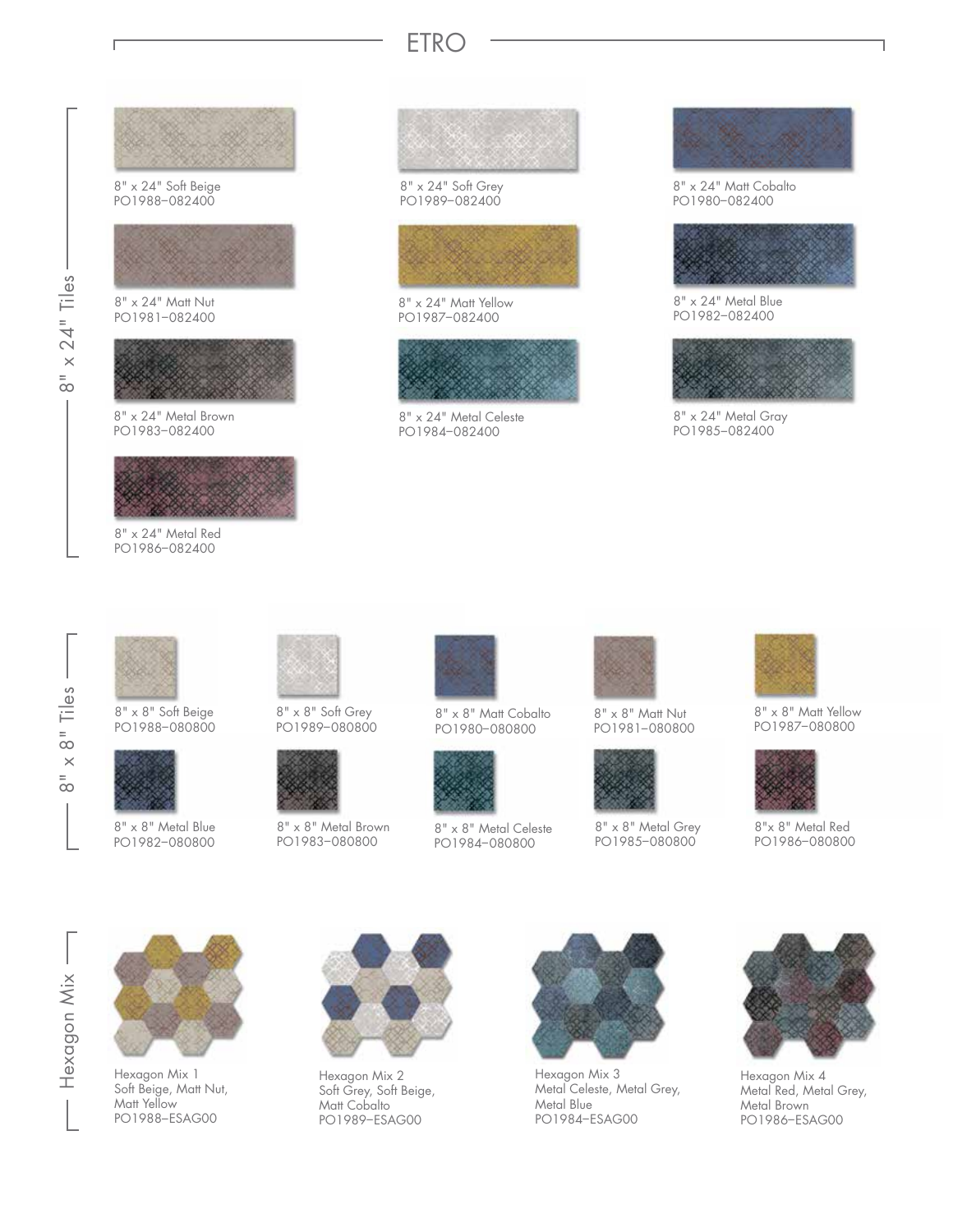# ETRO

## 8" x 24" Tiles

8" x 24" Soft Beige
PO1988–082400

8" x 24" Soft Grey
PO1989–082400

8" x 24" Matt Cobalto
PO1980–082400

8" x 24" Matt Nut
PO1981–082400

8" x 24" Matt Yellow
PO1987–082400

8" x 24" Metal Blue
PO1982–082400

8" x 24" Metal Brown
PO1983–082400

8" x 24" Metal Celeste
PO1984–082400

8" x 24" Metal Gray
PO1985–082400

8" x 24" Metal Red
PO1986–082400

## 8" x 8" Tiles

8" x 8" Soft Beige
PO1988–080800

8" x 8" Soft Grey
PO1989–080800

8" x 8" Matt Cobalto
PO1980–080800

8" x 8" Matt Nut
PO1981–080800

8" x 8" Matt Yellow
PO1987–080800

8" x 8" Metal Blue
PO1982–080800

8" x 8" Metal Brown
PO1983–080800

8" x 8" Metal Celeste
PO1984–080800

8" x 8" Metal Grey
PO1985–080800

8"x 8" Metal Red
PO1986–080800

## Hexagon Mix

Hexagon Mix 1
Soft Beige, Matt Nut, Matt Yellow
PO1988–ESAG00

Hexagon Mix 2
Soft Grey, Soft Beige, Matt Cobalto
PO1989–ESAG00

Hexagon Mix 3
Metal Celeste, Metal Grey, Metal Blue
PO1984–ESAG00

Hexagon Mix 4
Metal Red, Metal Grey, Metal Brown
PO1986–ESAG00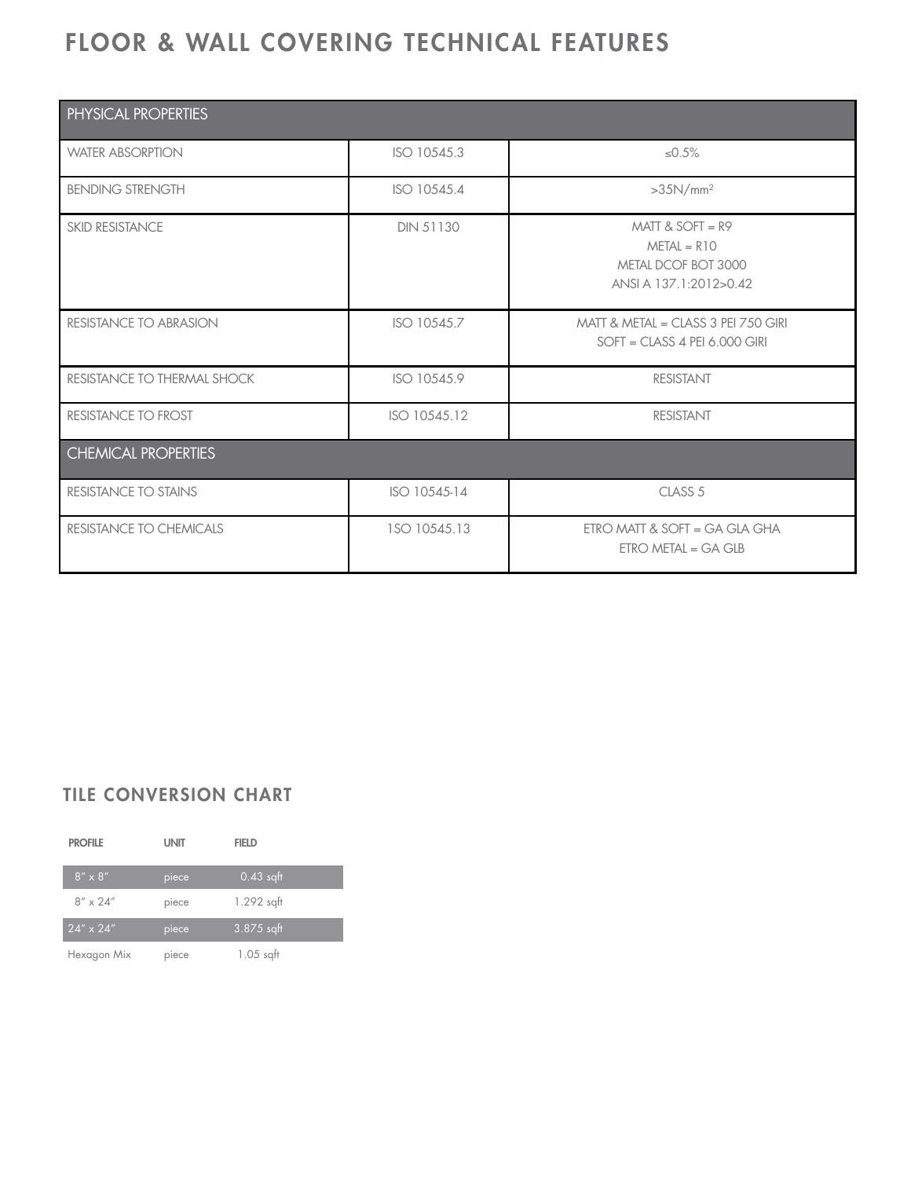# FLOOR & WALL COVERING TECHNICAL FEATURES

| PHYSICAL PROPERTIES | | |
|---|---|---|
| WATER ABSORPTION | ISO 10545.3 | ≤0.5% |
| BENDING STRENGTH | ISO 10545.4 | >35N/mm² |
| SKID RESISTANCE | DIN 51130 | MATT & SOFT = R9<br>METAL = R10<br>METAL DCOF BOT 3000<br>ANSI A 137.1:2012>0.42 |
| RESISTANCE TO ABRASION | ISO 10545.7 | MATT & METAL = CLASS 3 PEI 750 GIRI<br>SOFT = CLASS 4 PEI 6.000 GIRI |
| RESISTANCE TO THERMAL SHOCK | ISO 10545.9 | RESISTANT |
| RESISTANCE TO FROST | ISO 10545.12 | RESISTANT |
| **CHEMICAL PROPERTIES** | | |
| RESISTANCE TO STAINS | ISO 10545-14 | CLASS 5 |
| RESISTANCE TO CHEMICALS | 1SO 10545.13 | ETRO MATT & SOFT = GA GLA GHA<br>ETRO METAL = GA GLB |

## TILE CONVERSION CHART

| PROFILE | UNIT | FIELD |
|---|---|---|
| 8″ x 8″ | piece | 0.43 sqft |
| 8″ x 24″ | piece | 1.292 sqft |
| 24″ x 24″ | piece | 3.875 sqft |
| Hexagon Mix | piece | 1.05 sqft |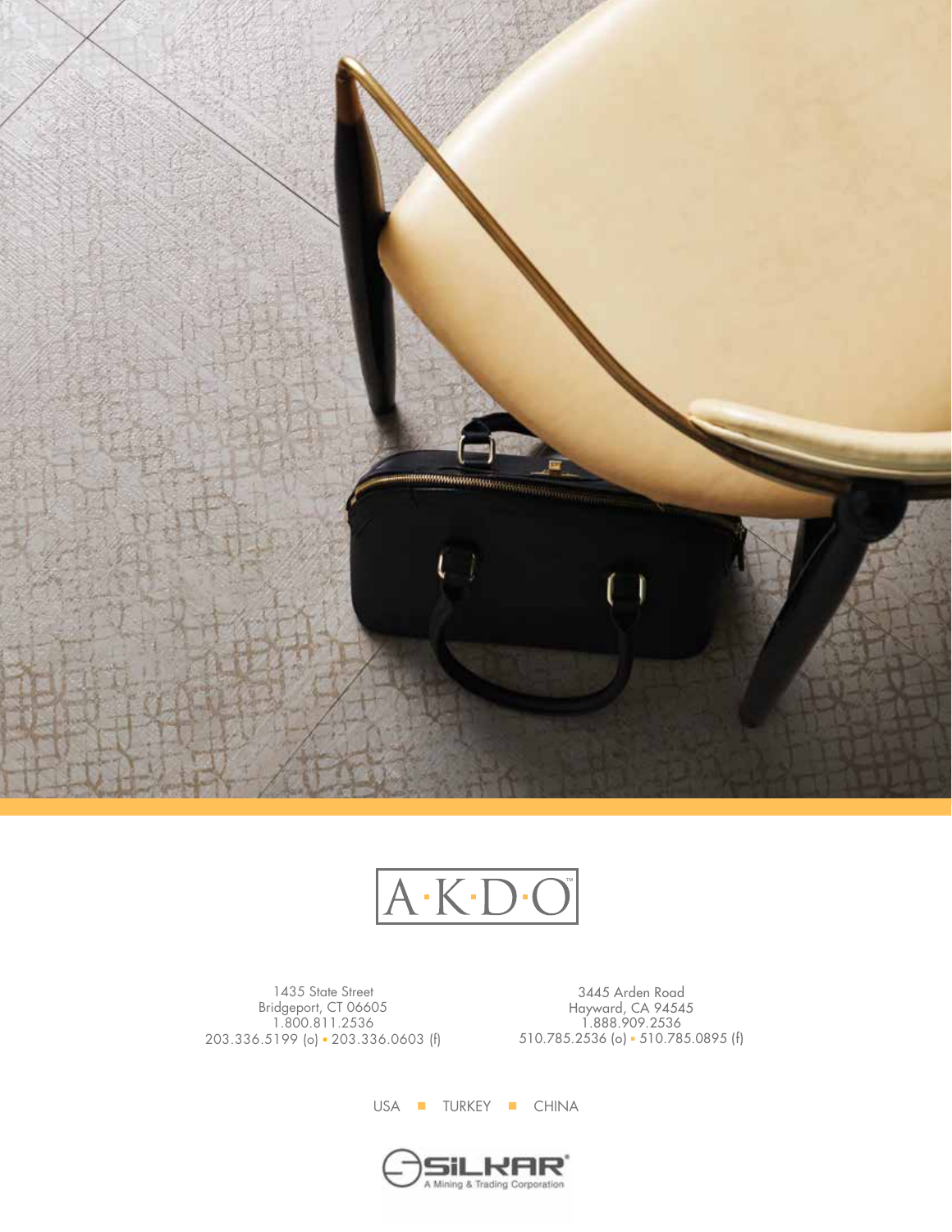A·K·D·O™

1435 State Street
Bridgeport, CT 06605
1.800.811.2536
203.336.5199 (o) ▪ 203.336.0603 (f)

3445 Arden Road
Hayward, CA 94545
1.888.909.2536
510.785.2536 (o) ▪ 510.785.0895 (f)

USA ▪ TURKEY ▪ CHINA

SILKAR®
A Mining & Trading Corporation